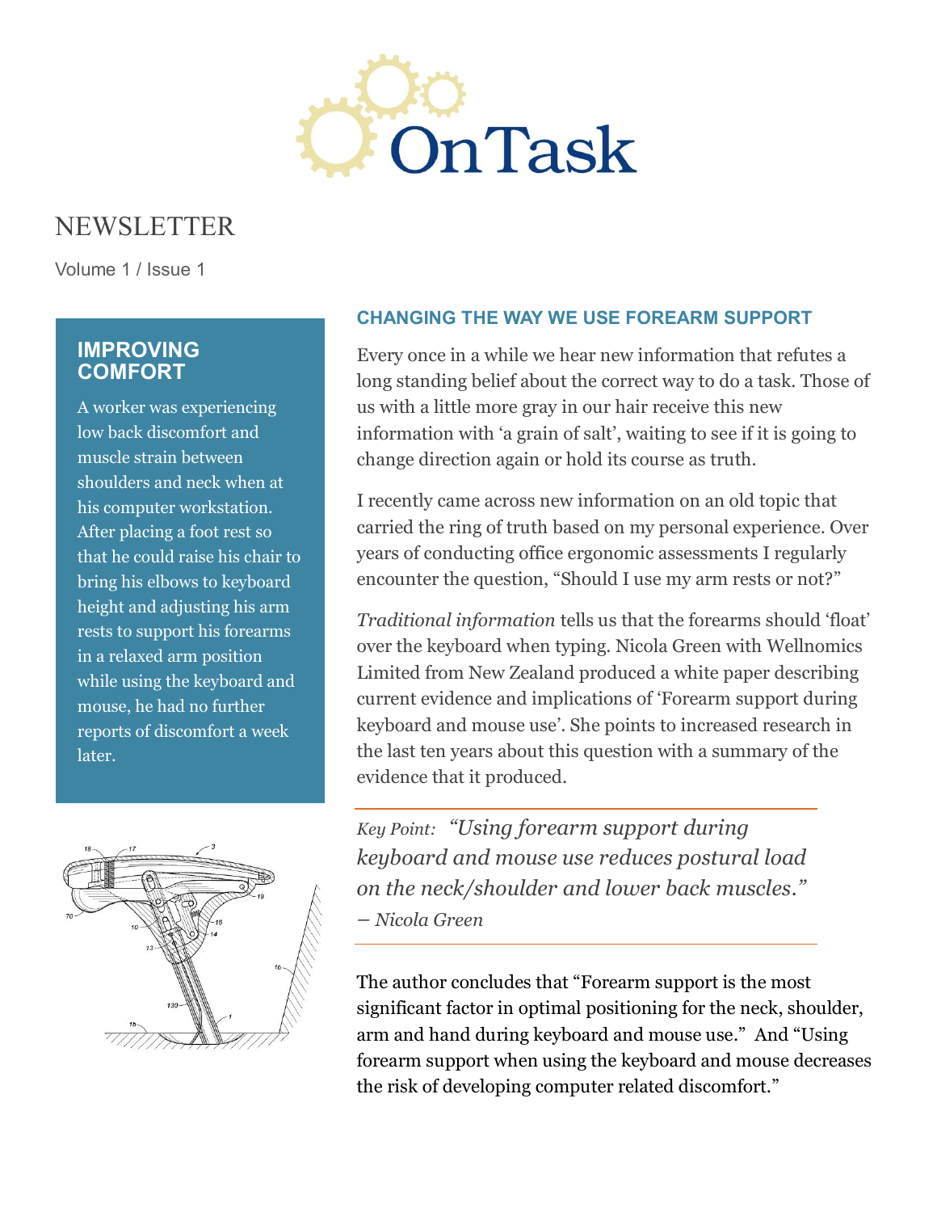# OnTask

## NEWSLETTER

Volume 1 / Issue 1

### IMPROVING COMFORT

A worker was experiencing low back discomfort and muscle strain between shoulders and neck when at his computer workstation. After placing a foot rest so that he could raise his chair to bring his elbows to keyboard height and adjusting his arm rests to support his forearms in a relaxed arm position while using the keyboard and mouse, he had no further reports of discomfort a week later.

### CHANGING THE WAY WE USE FOREARM SUPPORT

Every once in a while we hear new information that refutes a long standing belief about the correct way to do a task. Those of us with a little more gray in our hair receive this new information with 'a grain of salt', waiting to see if it is going to change direction again or hold its course as truth.

I recently came across new information on an old topic that carried the ring of truth based on my personal experience. Over years of conducting office ergonomic assessments I regularly encounter the question, "Should I use my arm rests or not?"

*Traditional information* tells us that the forearms should 'float' over the keyboard when typing. Nicola Green with Wellnomics Limited from New Zealand produced a white paper describing current evidence and implications of 'Forearm support during keyboard and mouse use'. She points to increased research in the last ten years about this question with a summary of the evidence that it produced.

*Key Point: "Using forearm support during keyboard and mouse use reduces postural load on the neck/shoulder and lower back muscles." – Nicola Green*

The author concludes that "Forearm support is the most significant factor in optimal positioning for the neck, shoulder, arm and hand during keyboard and mouse use." And "Using forearm support when using the keyboard and mouse decreases the risk of developing computer related discomfort."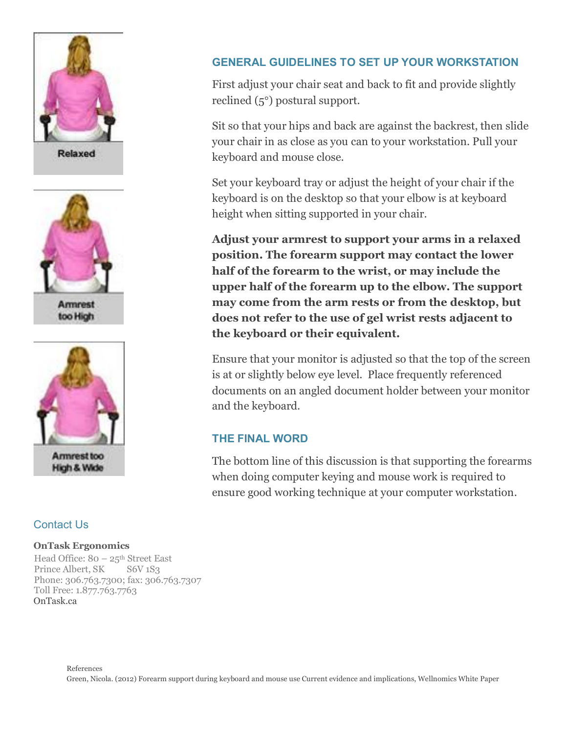Relaxed

Armrest too High

Armrest too High & Wide

## GENERAL GUIDELINES TO SET UP YOUR WORKSTATION

First adjust your chair seat and back to fit and provide slightly reclined (5°) postural support.

Sit so that your hips and back are against the backrest, then slide your chair in as close as you can to your workstation. Pull your keyboard and mouse close.

Set your keyboard tray or adjust the height of your chair if the keyboard is on the desktop so that your elbow is at keyboard height when sitting supported in your chair.

**Adjust your armrest to support your arms in a relaxed position. The forearm support may contact the lower half of the forearm to the wrist, or may include the upper half of the forearm up to the elbow. The support may come from the arm rests or from the desktop, but does not refer to the use of gel wrist rests adjacent to the keyboard or their equivalent.**

Ensure that your monitor is adjusted so that the top of the screen is at or slightly below eye level. Place frequently referenced documents on an angled document holder between your monitor and the keyboard.

## THE FINAL WORD

The bottom line of this discussion is that supporting the forearms when doing computer keying and mouse work is required to ensure good working technique at your computer workstation.

## Contact Us

**OnTask Ergonomics**
Head Office: 80 – 25th Street East
Prince Albert, SK S6V 1S3
Phone: 306.763.7300; fax: 306.763.7307
Toll Free: 1.877.763.7763
OnTask.ca

References
Green, Nicola. (2012) Forearm support during keyboard and mouse use Current evidence and implications, Wellnomics White Paper